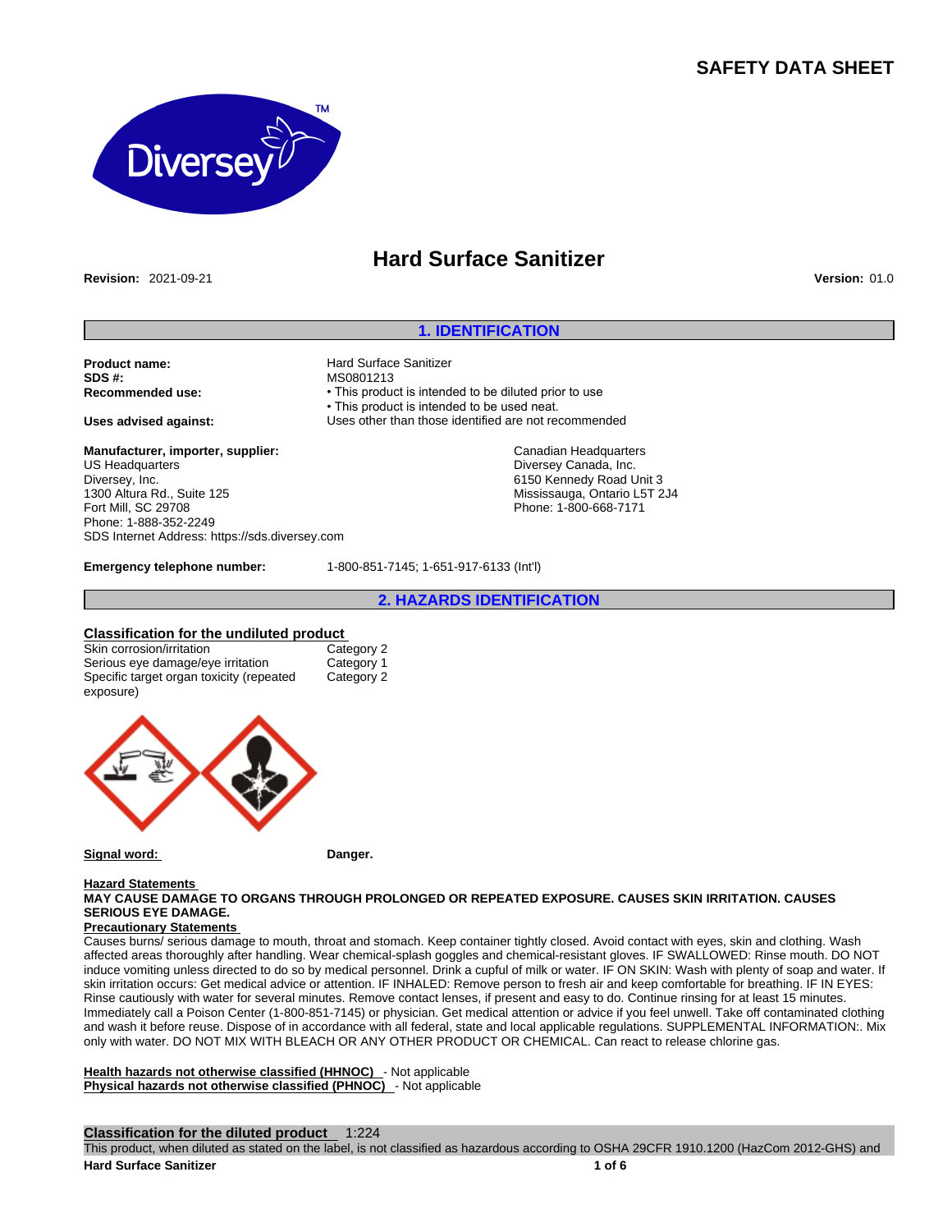# SAFETY DATA SHEET

## Hard Surface Sanitizer

**Revision:** 2021-09-21 **Version:** 01.0

## 1. IDENTIFICATION

**Product name:** Hard Surface Sanitizer
**SDS #:** MS0801213
**Recommended use:**
- This product is intended to be diluted prior to use
- This product is intended to be used neat.

**Uses advised against:** Uses other than those identified are not recommended

**Manufacturer, importer, supplier:**
US Headquarters
Diversey, Inc.
1300 Altura Rd., Suite 125
Fort Mill, SC 29708
Phone: 1-888-352-2249
SDS Internet Address: https://sds.diversey.com

Canadian Headquarters
Diversey Canada, Inc.
6150 Kennedy Road Unit 3
Mississauga, Ontario L5T 2J4
Phone: 1-800-668-7171

**Emergency telephone number:** 1-800-851-7145; 1-651-917-6133 (Int'l)

## 2. HAZARDS IDENTIFICATION

**Classification for the undiluted product**

| | |
|---|---|
| Skin corrosion/irritation | Category 2 |
| Serious eye damage/eye irritation | Category 1 |
| Specific target organ toxicity (repeated exposure) | Category 2 |

**Signal word:** Danger.

**Hazard Statements**
**MAY CAUSE DAMAGE TO ORGANS THROUGH PROLONGED OR REPEATED EXPOSURE. CAUSES SKIN IRRITATION. CAUSES SERIOUS EYE DAMAGE.**

**Precautionary Statements**
Causes burns/ serious damage to mouth, throat and stomach. Keep container tightly closed. Avoid contact with eyes, skin and clothing. Wash affected areas thoroughly after handling. Wear chemical-splash goggles and chemical-resistant gloves. IF SWALLOWED: Rinse mouth. DO NOT induce vomiting unless directed to do so by medical personnel. Drink a cupful of milk or water. IF ON SKIN: Wash with plenty of soap and water. If skin irritation occurs: Get medical advice or attention. IF INHALED: Remove person to fresh air and keep comfortable for breathing. IF IN EYES: Rinse cautiously with water for several minutes. Remove contact lenses, if present and easy to do. Continue rinsing for at least 15 minutes. Immediately call a Poison Center (1-800-851-7145) or physician. Get medical attention or advice if you feel unwell. Take off contaminated clothing and wash it before reuse. Dispose of in accordance with all federal, state and local applicable regulations. SUPPLEMENTAL INFORMATION:. Mix only with water. DO NOT MIX WITH BLEACH OR ANY OTHER PRODUCT OR CHEMICAL. Can react to release chlorine gas.

**Health hazards not otherwise classified (HHNOC)** - Not applicable
**Physical hazards not otherwise classified (PHNOC)** - Not applicable

**Classification for the diluted product** 1:224
This product, when diluted as stated on the label, is not classified as hazardous according to OSHA 29CFR 1910.1200 (HazCom 2012-GHS) and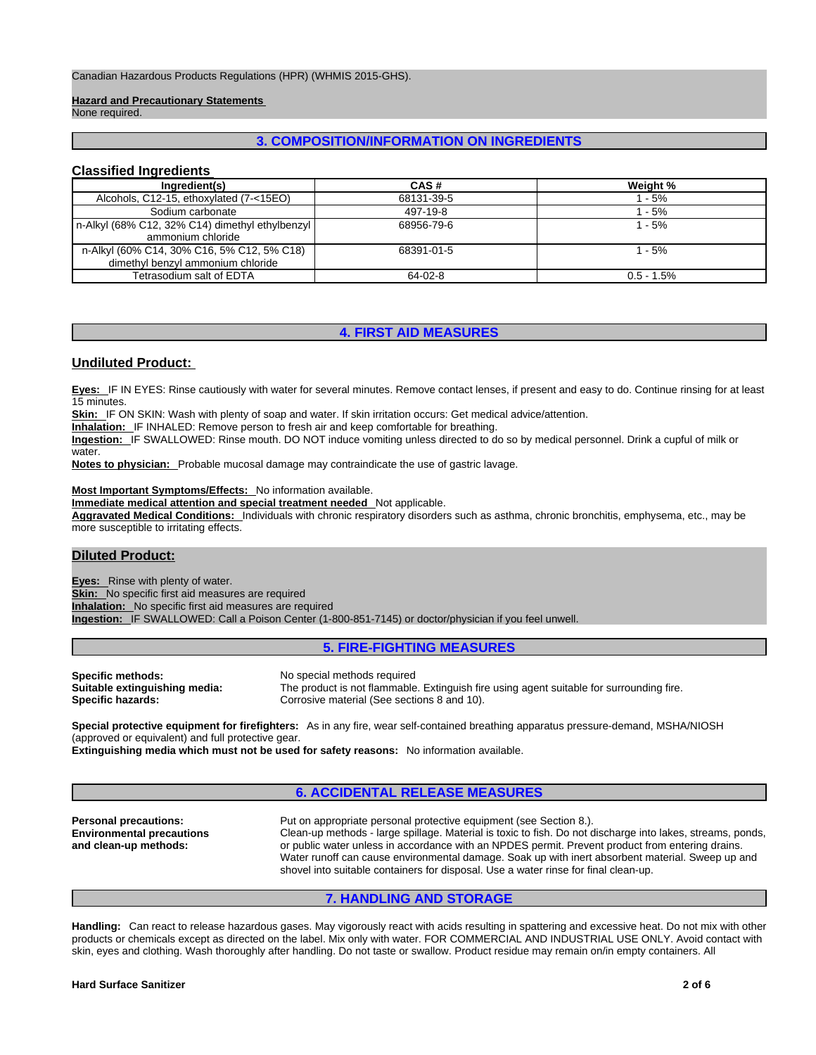Canadian Hazardous Products Regulations (HPR) (WHMIS 2015-GHS).

**Hazard and Precautionary Statements**
None required.

## 3. COMPOSITION/INFORMATION ON INGREDIENTS

### Classified Ingredients

| Ingredient(s) | CAS # | Weight % |
|---|---|---|
| Alcohols, C12-15, ethoxylated (7-<15EO) | 68131-39-5 | 1 - 5% |
| Sodium carbonate | 497-19-8 | 1 - 5% |
| n-Alkyl (68% C12, 32% C14) dimethyl ethylbenzyl ammonium chloride | 68956-79-6 | 1 - 5% |
| n-Alkyl (60% C14, 30% C16, 5% C12, 5% C18) dimethyl benzyl ammonium chloride | 68391-01-5 | 1 - 5% |
| Tetrasodium salt of EDTA | 64-02-8 | 0.5 - 1.5% |

## 4. FIRST AID MEASURES

### Undiluted Product:

**Eyes:** IF IN EYES: Rinse cautiously with water for several minutes. Remove contact lenses, if present and easy to do. Continue rinsing for at least 15 minutes.
**Skin:** IF ON SKIN: Wash with plenty of soap and water. If skin irritation occurs: Get medical advice/attention.
**Inhalation:** IF INHALED: Remove person to fresh air and keep comfortable for breathing.
**Ingestion:** IF SWALLOWED: Rinse mouth. DO NOT induce vomiting unless directed to do so by medical personnel. Drink a cupful of milk or water.
**Notes to physician:** Probable mucosal damage may contraindicate the use of gastric lavage.

**Most Important Symptoms/Effects:** No information available.
**Immediate medical attention and special treatment needed** Not applicable.
**Aggravated Medical Conditions:** Individuals with chronic respiratory disorders such as asthma, chronic bronchitis, emphysema, etc., may be more susceptible to irritating effects.

### Diluted Product:

**Eyes:** Rinse with plenty of water.
**Skin:** No specific first aid measures are required
**Inhalation:** No specific first aid measures are required
**Ingestion:** IF SWALLOWED: Call a Poison Center (1-800-851-7145) or doctor/physician if you feel unwell.

## 5. FIRE-FIGHTING MEASURES

**Specific methods:** No special methods required
**Suitable extinguishing media:** The product is not flammable. Extinguish fire using agent suitable for surrounding fire.
**Specific hazards:** Corrosive material (See sections 8 and 10).

**Special protective equipment for firefighters:** As in any fire, wear self-contained breathing apparatus pressure-demand, MSHA/NIOSH (approved or equivalent) and full protective gear.
**Extinguishing media which must not be used for safety reasons:** No information available.

## 6. ACCIDENTAL RELEASE MEASURES

**Personal precautions:** Put on appropriate personal protective equipment (see Section 8.).
**Environmental precautions and clean-up methods:** Clean-up methods - large spillage. Material is toxic to fish. Do not discharge into lakes, streams, ponds, or public water unless in accordance with an NPDES permit. Prevent product from entering drains. Water runoff can cause environmental damage. Soak up with inert absorbent material. Sweep up and shovel into suitable containers for disposal. Use a water rinse for final clean-up.

## 7. HANDLING AND STORAGE

**Handling:** Can react to release hazardous gases. May vigorously react with acids resulting in spattering and excessive heat. Do not mix with other products or chemicals except as directed on the label. Mix only with water. FOR COMMERCIAL AND INDUSTRIAL USE ONLY. Avoid contact with skin, eyes and clothing. Wash thoroughly after handling. Do not taste or swallow. Product residue may remain on/in empty containers. All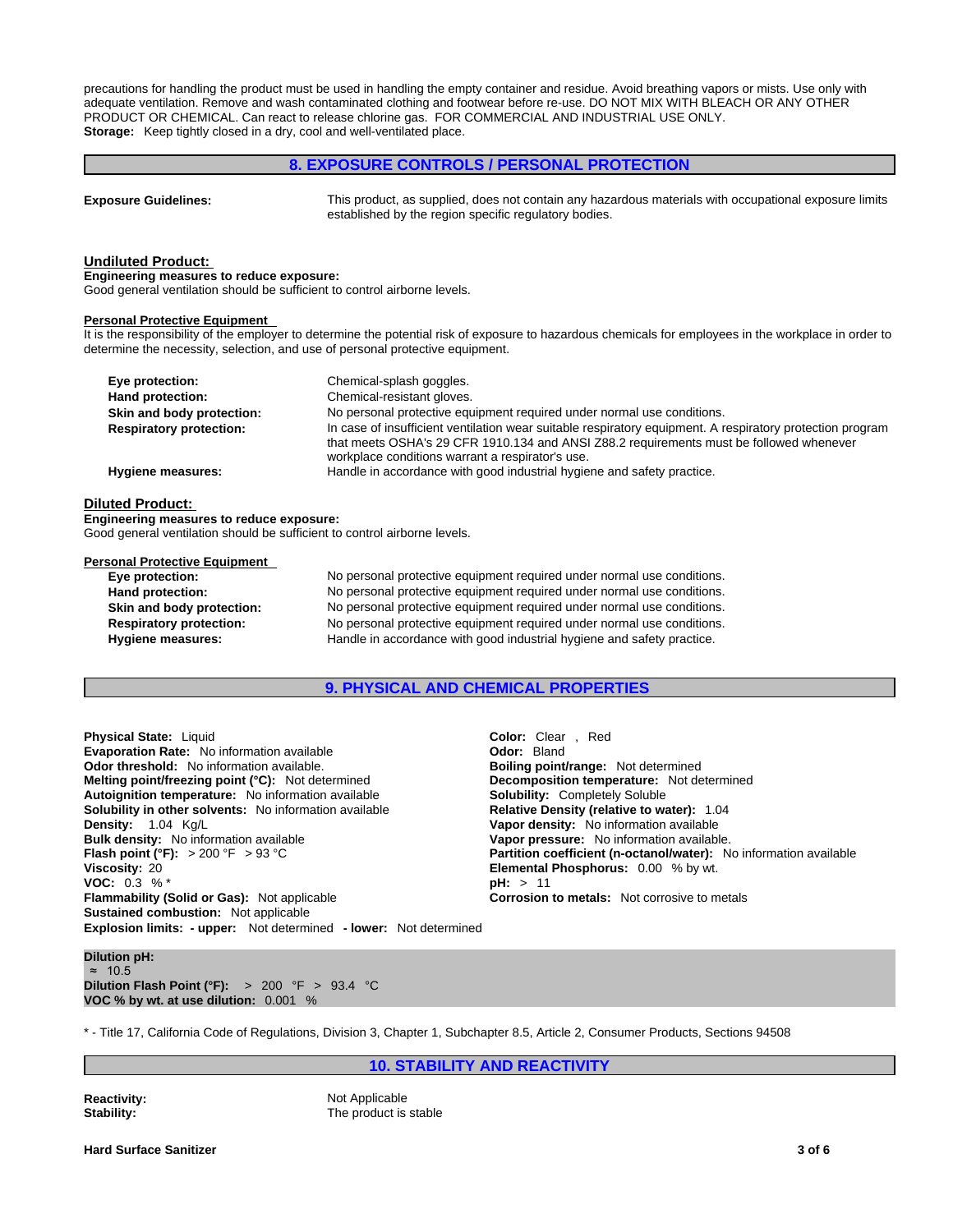precautions for handling the product must be used in handling the empty container and residue. Avoid breathing vapors or mists. Use only with adequate ventilation. Remove and wash contaminated clothing and footwear before re-use. DO NOT MIX WITH BLEACH OR ANY OTHER PRODUCT OR CHEMICAL. Can react to release chlorine gas. FOR COMMERCIAL AND INDUSTRIAL USE ONLY.
**Storage:** Keep tightly closed in a dry, cool and well-ventilated place.

## 8. EXPOSURE CONTROLS / PERSONAL PROTECTION

**Exposure Guidelines:** This product, as supplied, does not contain any hazardous materials with occupational exposure limits established by the region specific regulatory bodies.

### Undiluted Product:

**Engineering measures to reduce exposure:**
Good general ventilation should be sufficient to control airborne levels.

**Personal Protective Equipment**
It is the responsibility of the employer to determine the potential risk of exposure to hazardous chemicals for employees in the workplace in order to determine the necessity, selection, and use of personal protective equipment.

| | |
|---|---|
| **Eye protection:** | Chemical-splash goggles. |
| **Hand protection:** | Chemical-resistant gloves. |
| **Skin and body protection:** | No personal protective equipment required under normal use conditions. |
| **Respiratory protection:** | In case of insufficient ventilation wear suitable respiratory equipment. A respiratory protection program that meets OSHA's 29 CFR 1910.134 and ANSI Z88.2 requirements must be followed whenever workplace conditions warrant a respirator's use. |
| **Hygiene measures:** | Handle in accordance with good industrial hygiene and safety practice. |

### Diluted Product:

**Engineering measures to reduce exposure:**
Good general ventilation should be sufficient to control airborne levels.

**Personal Protective Equipment**

| | |
|---|---|
| **Eye protection:** | No personal protective equipment required under normal use conditions. |
| **Hand protection:** | No personal protective equipment required under normal use conditions. |
| **Skin and body protection:** | No personal protective equipment required under normal use conditions. |
| **Respiratory protection:** | No personal protective equipment required under normal use conditions. |
| **Hygiene measures:** | Handle in accordance with good industrial hygiene and safety practice. |

## 9. PHYSICAL AND CHEMICAL PROPERTIES

**Physical State:** Liquid
**Evaporation Rate:** No information available
**Odor threshold:** No information available.
**Melting point/freezing point (°C):** Not determined
**Autoignition temperature:** No information available
**Solubility in other solvents:** No information available
**Density:** 1.04 Kg/L
**Bulk density:** No information available
**Flash point (°F):** > 200 °F > 93 °C
**Viscosity:** 20
**VOC:** 0.3 % *
**Flammability (Solid or Gas):** Not applicable
**Sustained combustion:** Not applicable
**Explosion limits: - upper:** Not determined **- lower:** Not determined

**Color:** Clear , Red
**Odor:** Bland
**Boiling point/range:** Not determined
**Decomposition temperature:** Not determined
**Solubility:** Completely Soluble
**Relative Density (relative to water):** 1.04
**Vapor density:** No information available
**Vapor pressure:** No information available.
**Partition coefficient (n-octanol/water):** No information available
**Elemental Phosphorus:** 0.00 % by wt.
**pH:** > 11
**Corrosion to metals:** Not corrosive to metals

**Dilution pH:**
≈ 10.5
**Dilution Flash Point (°F):** > 200 °F > 93.4 °C
**VOC % by wt. at use dilution:** 0.001 %

* - Title 17, California Code of Regulations, Division 3, Chapter 1, Subchapter 8.5, Article 2, Consumer Products, Sections 94508

## 10. STABILITY AND REACTIVITY

**Reactivity:** Not Applicable
**Stability:** The product is stable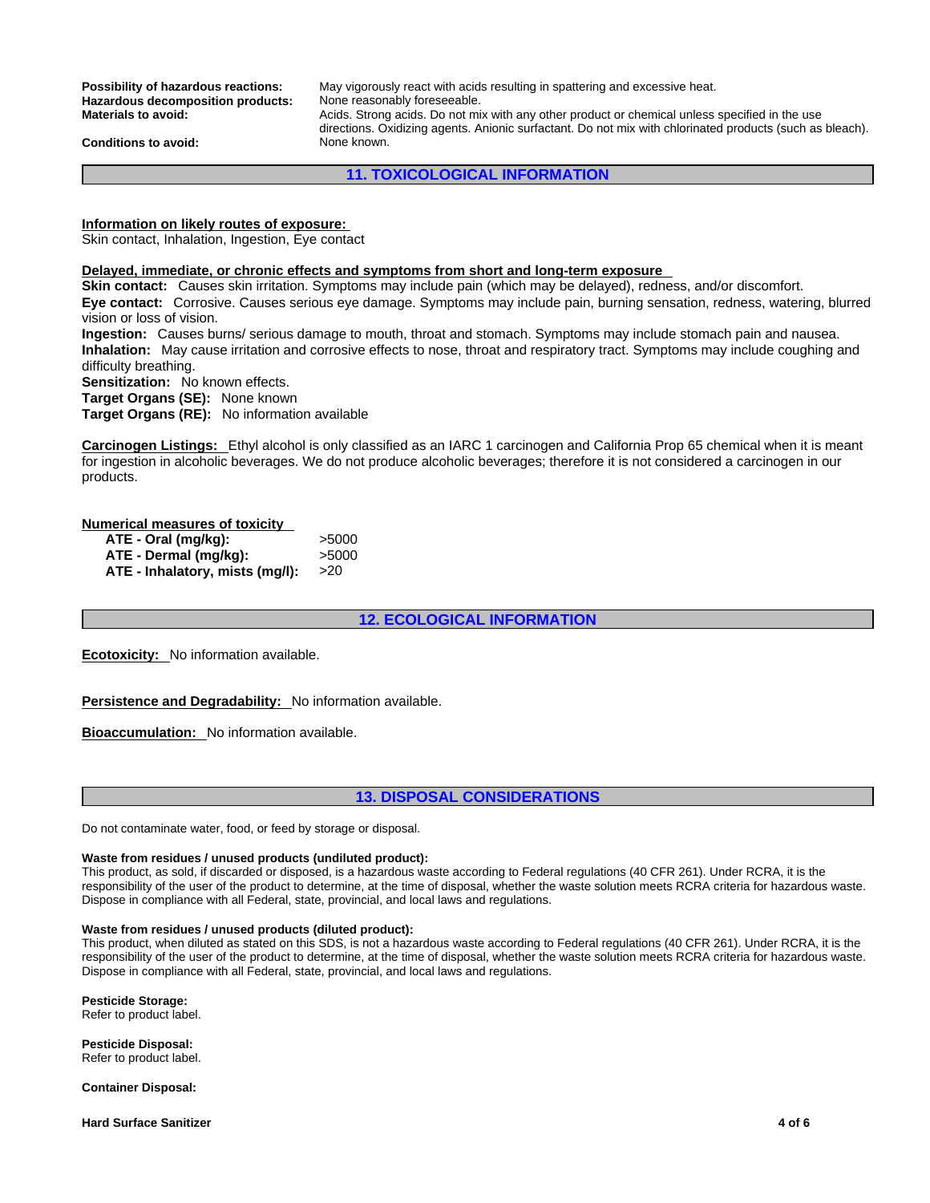**Possibility of hazardous reactions:** May vigorously react with acids resulting in spattering and excessive heat.
**Hazardous decomposition products:** None reasonably foreseeable.
**Materials to avoid:** Acids. Strong acids. Do not mix with any other product or chemical unless specified in the use directions. Oxidizing agents. Anionic surfactant. Do not mix with chlorinated products (such as bleach).
**Conditions to avoid:** None known.

## 11. TOXICOLOGICAL INFORMATION

**Information on likely routes of exposure:**
Skin contact, Inhalation, Ingestion, Eye contact

**Delayed, immediate, or chronic effects and symptoms from short and long-term exposure**
**Skin contact:** Causes skin irritation. Symptoms may include pain (which may be delayed), redness, and/or discomfort.
**Eye contact:** Corrosive. Causes serious eye damage. Symptoms may include pain, burning sensation, redness, watering, blurred vision or loss of vision.
**Ingestion:** Causes burns/ serious damage to mouth, throat and stomach. Symptoms may include stomach pain and nausea.
**Inhalation:** May cause irritation and corrosive effects to nose, throat and respiratory tract. Symptoms may include coughing and difficulty breathing.
**Sensitization:** No known effects.
**Target Organs (SE):** None known
**Target Organs (RE):** No information available

**Carcinogen Listings:** Ethyl alcohol is only classified as an IARC 1 carcinogen and California Prop 65 chemical when it is meant for ingestion in alcoholic beverages. We do not produce alcoholic beverages; therefore it is not considered a carcinogen in our products.

**Numerical measures of toxicity**

| | |
|---|---|
| **ATE - Oral (mg/kg):** | >5000 |
| **ATE - Dermal (mg/kg):** | >5000 |
| **ATE - Inhalatory, mists (mg/l):** | >20 |

## 12. ECOLOGICAL INFORMATION

**Ecotoxicity:** No information available.

**Persistence and Degradability:** No information available.

**Bioaccumulation:** No information available.

## 13. DISPOSAL CONSIDERATIONS

Do not contaminate water, food, or feed by storage or disposal.

**Waste from residues / unused products (undiluted product):**
This product, as sold, if discarded or disposed, is a hazardous waste according to Federal regulations (40 CFR 261). Under RCRA, it is the responsibility of the user of the product to determine, at the time of disposal, whether the waste solution meets RCRA criteria for hazardous waste. Dispose in compliance with all Federal, state, provincial, and local laws and regulations.

**Waste from residues / unused products (diluted product):**
This product, when diluted as stated on this SDS, is not a hazardous waste according to Federal regulations (40 CFR 261). Under RCRA, it is the responsibility of the user of the product to determine, at the time of disposal, whether the waste solution meets RCRA criteria for hazardous waste. Dispose in compliance with all Federal, state, provincial, and local laws and regulations.

**Pesticide Storage:**
Refer to product label.

**Pesticide Disposal:**
Refer to product label.

**Container Disposal:**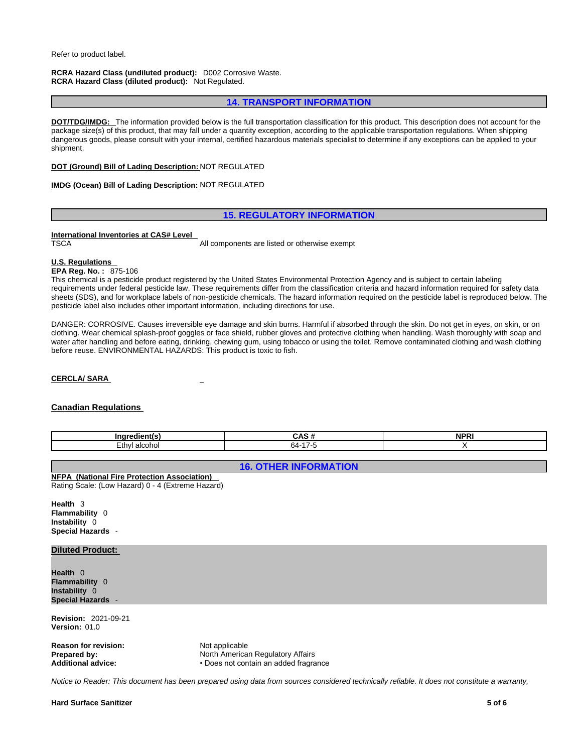Refer to product label.

**RCRA Hazard Class (undiluted product):** D002 Corrosive Waste.
**RCRA Hazard Class (diluted product):** Not Regulated.

## 14. TRANSPORT INFORMATION

**DOT/TDG/IMDG:** The information provided below is the full transportation classification for this product. This description does not account for the package size(s) of this product, that may fall under a quantity exception, according to the applicable transportation regulations. When shipping dangerous goods, please consult with your internal, certified hazardous materials specialist to determine if any exceptions can be applied to your shipment.

**DOT (Ground) Bill of Lading Description:** NOT REGULATED

**IMDG (Ocean) Bill of Lading Description:** NOT REGULATED

## 15. REGULATORY INFORMATION

**International Inventories at CAS# Level**

TSCA — All components are listed or otherwise exempt

**U.S. Regulations**

**EPA Reg. No. :** 875-106

This chemical is a pesticide product registered by the United States Environmental Protection Agency and is subject to certain labeling requirements under federal pesticide law. These requirements differ from the classification criteria and hazard information required for safety data sheets (SDS), and for workplace labels of non-pesticide chemicals. The hazard information required on the pesticide label is reproduced below. The pesticide label also includes other important information, including directions for use.

DANGER: CORROSIVE. Causes irreversible eye damage and skin burns. Harmful if absorbed through the skin. Do not get in eyes, on skin, or on clothing. Wear chemical splash-proof goggles or face shield, rubber gloves and protective clothing when handling. Wash thoroughly with soap and water after handling and before eating, drinking, chewing gum, using tobacco or using the toilet. Remove contaminated clothing and wash clothing before reuse. ENVIRONMENTAL HAZARDS: This product is toxic to fish.

**CERCLA/ SARA**

**Canadian Regulations**

| Ingredient(s) | CAS # | NPRI |
|---|---|---|
| Ethyl alcohol | 64-17-5 | X |

## 16. OTHER INFORMATION

**NFPA (National Fire Protection Association)**

Rating Scale: (Low Hazard) 0 - 4 (Extreme Hazard)

**Health** 3
**Flammability** 0
**Instability** 0
**Special Hazards** -

**Diluted Product:**

**Health** 0
**Flammability** 0
**Instability** 0
**Special Hazards** -

**Revision:** 2021-09-21
**Version:** 01.0

**Reason for revision:** Not applicable
**Prepared by:** North American Regulatory Affairs
**Additional advice:** • Does not contain an added fragrance

*Notice to Reader: This document has been prepared using data from sources considered technically reliable. It does not constitute a warranty,*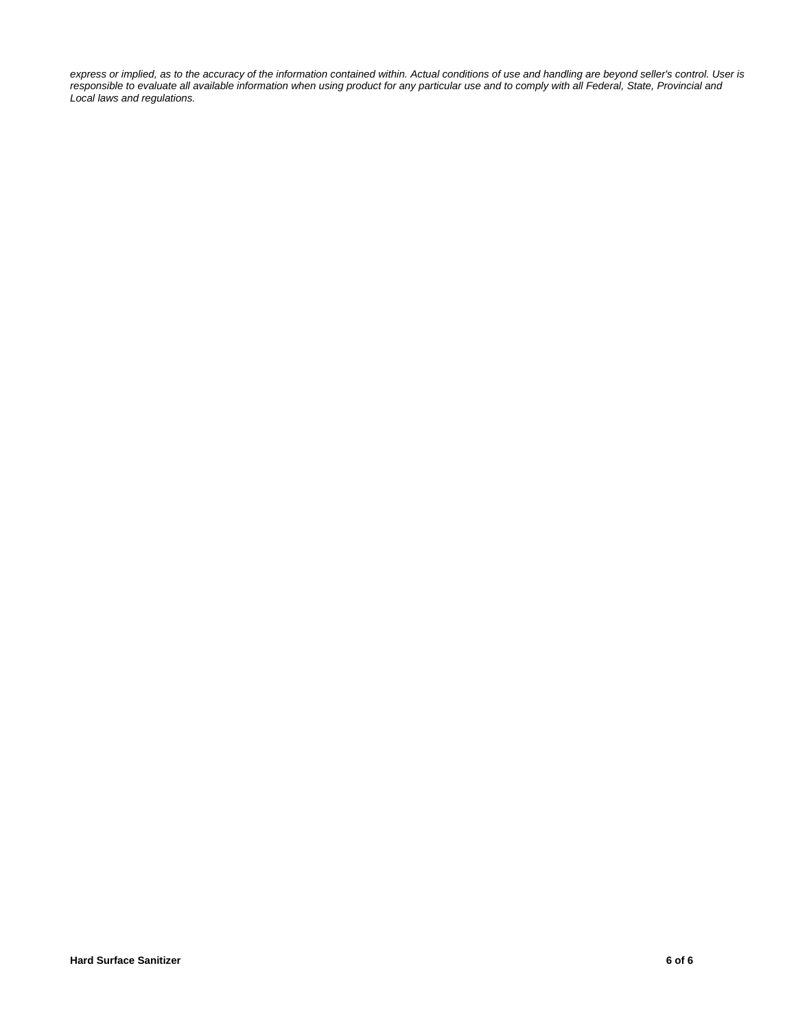*express or implied, as to the accuracy of the information contained within. Actual conditions of use and handling are beyond seller's control. User is responsible to evaluate all available information when using product for any particular use and to comply with all Federal, State, Provincial and Local laws and regulations.*